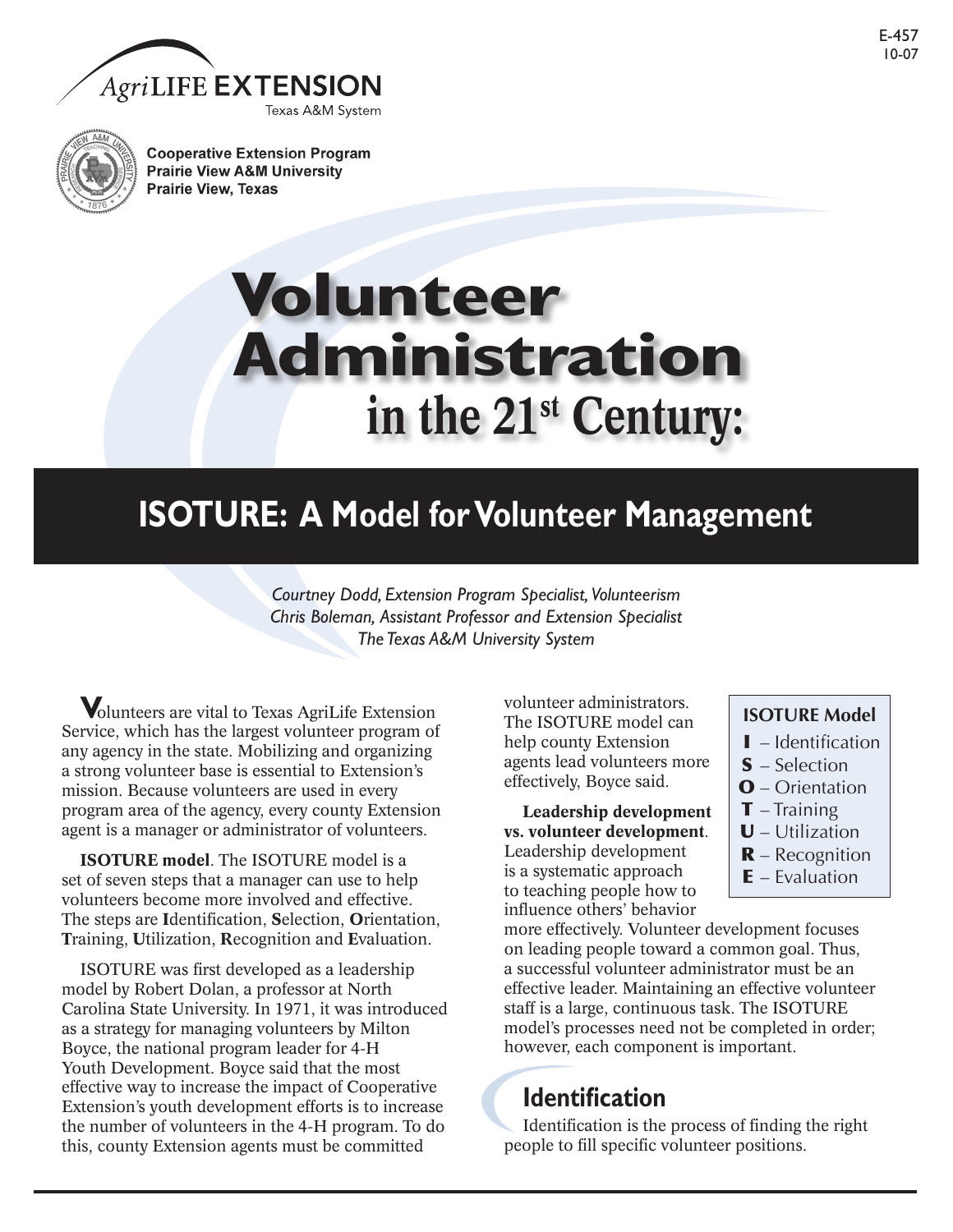E-457
10-07

AgriLIFE EXTENSION
Texas A&M System

Cooperative Extension Program
Prairie View A&M University
Prairie View, Texas

# Volunteer Administration in the 21st Century:

## ISOTURE: A Model for Volunteer Management

*Courtney Dodd, Extension Program Specialist, Volunteerism*
*Chris Boleman, Assistant Professor and Extension Specialist*
*The Texas A&M University System*

Volunteers are vital to Texas AgriLife Extension Service, which has the largest volunteer program of any agency in the state. Mobilizing and organizing a strong volunteer base is essential to Extension's mission. Because volunteers are used in every program area of the agency, every county Extension agent is a manager or administrator of volunteers.

**ISOTURE model**. The ISOTURE model is a set of seven steps that a manager can use to help volunteers become more involved and effective. The steps are **I**dentification, **S**election, **O**rientation, **T**raining, **U**tilization, **R**ecognition and **E**valuation.

ISOTURE was first developed as a leadership model by Robert Dolan, a professor at North Carolina State University. In 1971, it was introduced as a strategy for managing volunteers by Milton Boyce, the national program leader for 4-H Youth Development. Boyce said that the most effective way to increase the impact of Cooperative Extension's youth development efforts is to increase the number of volunteers in the 4-H program. To do this, county Extension agents must be committed volunteer administrators. The ISOTURE model can help county Extension agents lead volunteers more effectively, Boyce said.

**ISOTURE Model**

- **I** – Identification
- **S** – Selection
- **O** – Orientation
- **T** – Training
- **U** – Utilization
- **R** – Recognition
- **E** – Evaluation

**Leadership development vs. volunteer development**. Leadership development is a systematic approach to teaching people how to influence others' behavior more effectively. Volunteer development focuses on leading people toward a common goal. Thus, a successful volunteer administrator must be an effective leader. Maintaining an effective volunteer staff is a large, continuous task. The ISOTURE model's processes need not be completed in order; however, each component is important.

## Identification

Identification is the process of finding the right people to fill specific volunteer positions.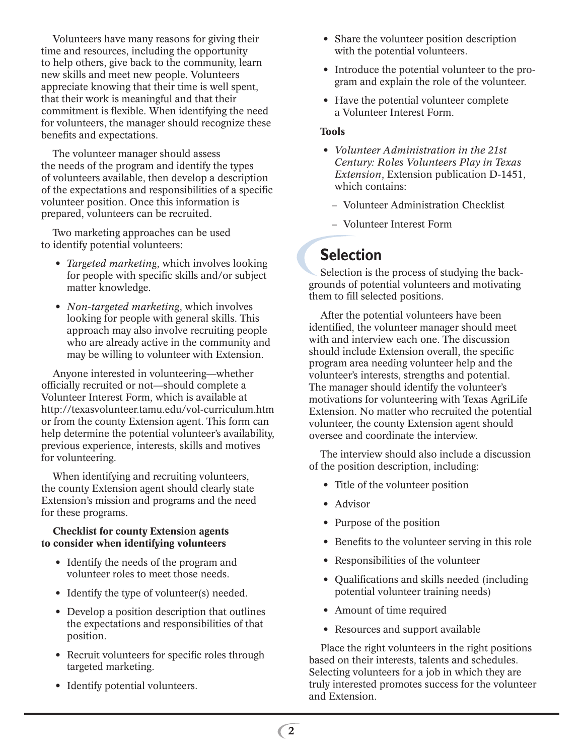Volunteers have many reasons for giving their time and resources, including the opportunity to help others, give back to the community, learn new skills and meet new people. Volunteers appreciate knowing that their time is well spent, that their work is meaningful and that their commitment is flexible. When identifying the need for volunteers, the manager should recognize these benefits and expectations.

The volunteer manager should assess the needs of the program and identify the types of volunteers available, then develop a description of the expectations and responsibilities of a specific volunteer position. Once this information is prepared, volunteers can be recruited.

Two marketing approaches can be used to identify potential volunteers:

- *Targeted marketing*, which involves looking for people with specific skills and/or subject matter knowledge.
- *Non-targeted marketing*, which involves looking for people with general skills. This approach may also involve recruiting people who are already active in the community and may be willing to volunteer with Extension.

Anyone interested in volunteering—whether officially recruited or not—should complete a Volunteer Interest Form, which is available at http://texasvolunteer.tamu.edu/vol-curriculum.htm or from the county Extension agent. This form can help determine the potential volunteer's availability, previous experience, interests, skills and motives for volunteering.

When identifying and recruiting volunteers, the county Extension agent should clearly state Extension's mission and programs and the need for these programs.

**Checklist for county Extension agents to consider when identifying volunteers**

- Identify the needs of the program and volunteer roles to meet those needs.
- Identify the type of volunteer(s) needed.
- Develop a position description that outlines the expectations and responsibilities of that position.
- Recruit volunteers for specific roles through targeted marketing.
- Identify potential volunteers.
- Share the volunteer position description with the potential volunteers.
- Introduce the potential volunteer to the program and explain the role of the volunteer.
- Have the potential volunteer complete a Volunteer Interest Form.

**Tools**

- *Volunteer Administration in the 21st Century: Roles Volunteers Play in Texas Extension*, Extension publication D-1451, which contains:
  - Volunteer Administration Checklist
  - Volunteer Interest Form

## Selection

Selection is the process of studying the backgrounds of potential volunteers and motivating them to fill selected positions.

After the potential volunteers have been identified, the volunteer manager should meet with and interview each one. The discussion should include Extension overall, the specific program area needing volunteer help and the volunteer's interests, strengths and potential. The manager should identify the volunteer's motivations for volunteering with Texas AgriLife Extension. No matter who recruited the potential volunteer, the county Extension agent should oversee and coordinate the interview.

The interview should also include a discussion of the position description, including:

- Title of the volunteer position
- Advisor
- Purpose of the position
- Benefits to the volunteer serving in this role
- Responsibilities of the volunteer
- Qualifications and skills needed (including potential volunteer training needs)
- Amount of time required
- Resources and support available

Place the right volunteers in the right positions based on their interests, talents and schedules. Selecting volunteers for a job in which they are truly interested promotes success for the volunteer and Extension.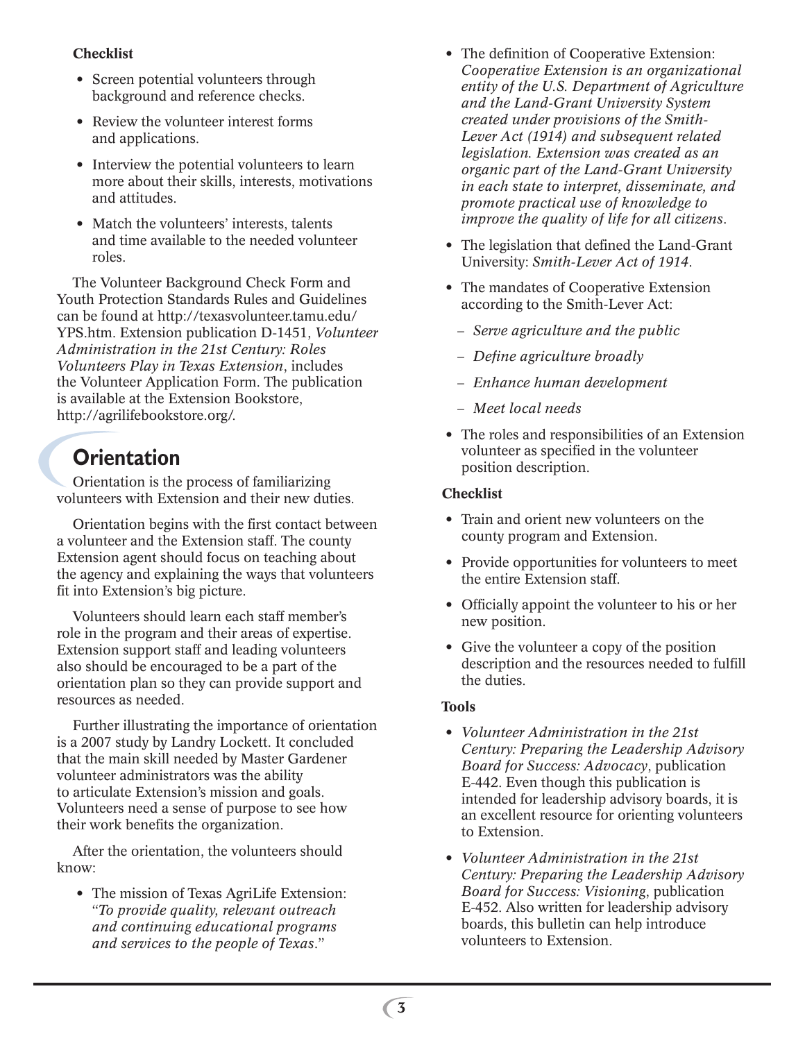**Checklist**

- Screen potential volunteers through background and reference checks.
- Review the volunteer interest forms and applications.
- Interview the potential volunteers to learn more about their skills, interests, motivations and attitudes.
- Match the volunteers' interests, talents and time available to the needed volunteer roles.

The Volunteer Background Check Form and Youth Protection Standards Rules and Guidelines can be found at http://texasvolunteer.tamu.edu/YPS.htm. Extension publication D-1451, *Volunteer Administration in the 21st Century: Roles Volunteers Play in Texas Extension*, includes the Volunteer Application Form. The publication is available at the Extension Bookstore, http://agrilifebookstore.org/.

## Orientation

Orientation is the process of familiarizing volunteers with Extension and their new duties.

Orientation begins with the first contact between a volunteer and the Extension staff. The county Extension agent should focus on teaching about the agency and explaining the ways that volunteers fit into Extension's big picture.

Volunteers should learn each staff member's role in the program and their areas of expertise. Extension support staff and leading volunteers also should be encouraged to be a part of the orientation plan so they can provide support and resources as needed.

Further illustrating the importance of orientation is a 2007 study by Landry Lockett. It concluded that the main skill needed by Master Gardener volunteer administrators was the ability to articulate Extension's mission and goals. Volunteers need a sense of purpose to see how their work benefits the organization.

After the orientation, the volunteers should know:

- The mission of Texas AgriLife Extension: "*To provide quality, relevant outreach and continuing educational programs and services to the people of Texas*."
- The definition of Cooperative Extension: *Cooperative Extension is an organizational entity of the U.S. Department of Agriculture and the Land-Grant University System created under provisions of the Smith-Lever Act (1914) and subsequent related legislation. Extension was created as an organic part of the Land-Grant University in each state to interpret, disseminate, and promote practical use of knowledge to improve the quality of life for all citizens*.
- The legislation that defined the Land-Grant University: *Smith-Lever Act of 1914*.
- The mandates of Cooperative Extension according to the Smith-Lever Act:
  - *Serve agriculture and the public*
  - *Define agriculture broadly*
  - *Enhance human development*
  - *Meet local needs*
- The roles and responsibilities of an Extension volunteer as specified in the volunteer position description.

**Checklist**

- Train and orient new volunteers on the county program and Extension.
- Provide opportunities for volunteers to meet the entire Extension staff.
- Officially appoint the volunteer to his or her new position.
- Give the volunteer a copy of the position description and the resources needed to fulfill the duties.

**Tools**

- *Volunteer Administration in the 21st Century: Preparing the Leadership Advisory Board for Success: Advocacy*, publication E-442. Even though this publication is intended for leadership advisory boards, it is an excellent resource for orienting volunteers to Extension.
- *Volunteer Administration in the 21st Century: Preparing the Leadership Advisory Board for Success: Visioning*, publication E-452. Also written for leadership advisory boards, this bulletin can help introduce volunteers to Extension.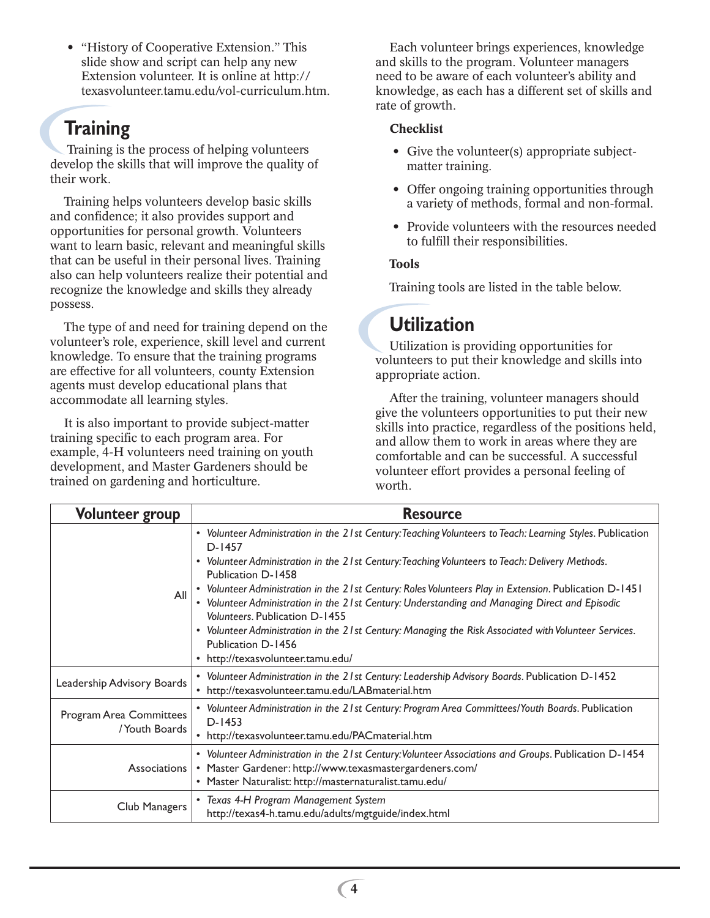- "History of Cooperative Extension." This slide show and script can help any new Extension volunteer. It is online at http://texasvolunteer.tamu.edu/vol-curriculum.htm.

## Training

Training is the process of helping volunteers develop the skills that will improve the quality of their work.

Training helps volunteers develop basic skills and confidence; it also provides support and opportunities for personal growth. Volunteers want to learn basic, relevant and meaningful skills that can be useful in their personal lives. Training also can help volunteers realize their potential and recognize the knowledge and skills they already possess.

The type of and need for training depend on the volunteer's role, experience, skill level and current knowledge. To ensure that the training programs are effective for all volunteers, county Extension agents must develop educational plans that accommodate all learning styles.

It is also important to provide subject-matter training specific to each program area. For example, 4-H volunteers need training on youth development, and Master Gardeners should be trained on gardening and horticulture.

Each volunteer brings experiences, knowledge and skills to the program. Volunteer managers need to be aware of each volunteer's ability and knowledge, as each has a different set of skills and rate of growth.

### Checklist

- Give the volunteer(s) appropriate subject-matter training.
- Offer ongoing training opportunities through a variety of methods, formal and non-formal.
- Provide volunteers with the resources needed to fulfill their responsibilities.

### Tools

Training tools are listed in the table below.

## Utilization

Utilization is providing opportunities for volunteers to put their knowledge and skills into appropriate action.

After the training, volunteer managers should give the volunteers opportunities to put their new skills into practice, regardless of the positions held, and allow them to work in areas where they are comfortable and can be successful. A successful volunteer effort provides a personal feeling of worth.

| Volunteer group | Resource |
|---|---|
| All | • *Volunteer Administration in the 21st Century: Teaching Volunteers to Teach: Learning Styles*. Publication D-1457<br>• *Volunteer Administration in the 21st Century: Teaching Volunteers to Teach: Delivery Methods*. Publication D-1458<br>• *Volunteer Administration in the 21st Century: Roles Volunteers Play in Extension*. Publication D-1451<br>• *Volunteer Administration in the 21st Century: Understanding and Managing Direct and Episodic Volunteers*. Publication D-1455<br>• *Volunteer Administration in the 21st Century: Managing the Risk Associated with Volunteer Services*. Publication D-1456<br>• http://texasvolunteer.tamu.edu/ |
| Leadership Advisory Boards | • *Volunteer Administration in the 21st Century: Leadership Advisory Boards*. Publication D-1452<br>• http://texasvolunteer.tamu.edu/LABmaterial.htm |
| Program Area Committees / Youth Boards | • *Volunteer Administration in the 21st Century: Program Area Committees/Youth Boards*. Publication D-1453<br>• http://texasvolunteer.tamu.edu/PACmaterial.htm |
| Associations | • *Volunteer Administration in the 21st Century: Volunteer Associations and Groups*. Publication D-1454<br>• Master Gardener: http://www.texasmastergardeners.com/<br>• Master Naturalist: http://masternaturalist.tamu.edu/ |
| Club Managers | • *Texas 4-H Program Management System*<br>http://texas4-h.tamu.edu/adults/mgtguide/index.html |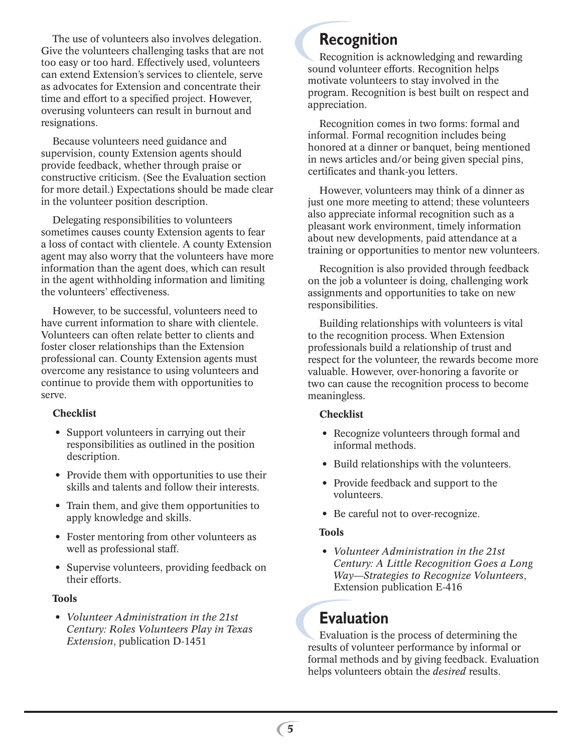The use of volunteers also involves delegation. Give the volunteers challenging tasks that are not too easy or too hard. Effectively used, volunteers can extend Extension's services to clientele, serve as advocates for Extension and concentrate their time and effort to a specified project. However, overusing volunteers can result in burnout and resignations.

Because volunteers need guidance and supervision, county Extension agents should provide feedback, whether through praise or constructive criticism. (See the Evaluation section for more detail.) Expectations should be made clear in the volunteer position description.

Delegating responsibilities to volunteers sometimes causes county Extension agents to fear a loss of contact with clientele. A county Extension agent may also worry that the volunteers have more information than the agent does, which can result in the agent withholding information and limiting the volunteers' effectiveness.

However, to be successful, volunteers need to have current information to share with clientele. Volunteers can often relate better to clients and foster closer relationships than the Extension professional can. County Extension agents must overcome any resistance to using volunteers and continue to provide them with opportunities to serve.

**Checklist**

- Support volunteers in carrying out their responsibilities as outlined in the position description.
- Provide them with opportunities to use their skills and talents and follow their interests.
- Train them, and give them opportunities to apply knowledge and skills.
- Foster mentoring from other volunteers as well as professional staff.
- Supervise volunteers, providing feedback on their efforts.

**Tools**

- *Volunteer Administration in the 21st Century: Roles Volunteers Play in Texas Extension*, publication D-1451

## Recognition

Recognition is acknowledging and rewarding sound volunteer efforts. Recognition helps motivate volunteers to stay involved in the program. Recognition is best built on respect and appreciation.

Recognition comes in two forms: formal and informal. Formal recognition includes being honored at a dinner or banquet, being mentioned in news articles and/or being given special pins, certificates and thank-you letters.

However, volunteers may think of a dinner as just one more meeting to attend; these volunteers also appreciate informal recognition such as a pleasant work environment, timely information about new developments, paid attendance at a training or opportunities to mentor new volunteers.

Recognition is also provided through feedback on the job a volunteer is doing, challenging work assignments and opportunities to take on new responsibilities.

Building relationships with volunteers is vital to the recognition process. When Extension professionals build a relationship of trust and respect for the volunteer, the rewards become more valuable. However, over-honoring a favorite or two can cause the recognition process to become meaningless.

**Checklist**

- Recognize volunteers through formal and informal methods.
- Build relationships with the volunteers.
- Provide feedback and support to the volunteers.
- Be careful not to over-recognize.

**Tools**

- *Volunteer Administration in the 21st Century: A Little Recognition Goes a Long Way—Strategies to Recognize Volunteers*, Extension publication E-416

## Evaluation

Evaluation is the process of determining the results of volunteer performance by informal or formal methods and by giving feedback. Evaluation helps volunteers obtain the *desired* results.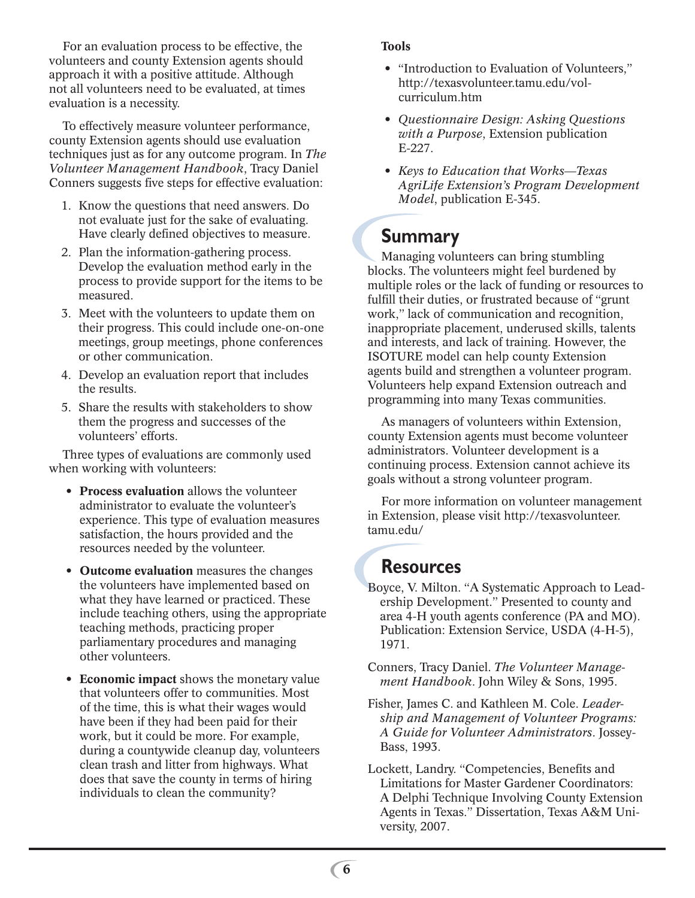For an evaluation process to be effective, the volunteers and county Extension agents should approach it with a positive attitude. Although not all volunteers need to be evaluated, at times evaluation is a necessity.

To effectively measure volunteer performance, county Extension agents should use evaluation techniques just as for any outcome program. In *The Volunteer Management Handbook*, Tracy Daniel Conners suggests five steps for effective evaluation:

1. Know the questions that need answers. Do not evaluate just for the sake of evaluating. Have clearly defined objectives to measure.
2. Plan the information-gathering process. Develop the evaluation method early in the process to provide support for the items to be measured.
3. Meet with the volunteers to update them on their progress. This could include one-on-one meetings, group meetings, phone conferences or other communication.
4. Develop an evaluation report that includes the results.
5. Share the results with stakeholders to show them the progress and successes of the volunteers' efforts.

Three types of evaluations are commonly used when working with volunteers:

- **Process evaluation** allows the volunteer administrator to evaluate the volunteer's experience. This type of evaluation measures satisfaction, the hours provided and the resources needed by the volunteer.
- **Outcome evaluation** measures the changes the volunteers have implemented based on what they have learned or practiced. These include teaching others, using the appropriate teaching methods, practicing proper parliamentary procedures and managing other volunteers.
- **Economic impact** shows the monetary value that volunteers offer to communities. Most of the time, this is what their wages would have been if they had been paid for their work, but it could be more. For example, during a countywide cleanup day, volunteers clean trash and litter from highways. What does that save the county in terms of hiring individuals to clean the community?

**Tools**

- "Introduction to Evaluation of Volunteers," http://texasvolunteer.tamu.edu/vol-curriculum.htm
- *Questionnaire Design: Asking Questions with a Purpose*, Extension publication E-227.
- *Keys to Education that Works—Texas AgriLife Extension's Program Development Model*, publication E-345.

## Summary

Managing volunteers can bring stumbling blocks. The volunteers might feel burdened by multiple roles or the lack of funding or resources to fulfill their duties, or frustrated because of "grunt work," lack of communication and recognition, inappropriate placement, underused skills, talents and interests, and lack of training. However, the ISOTURE model can help county Extension agents build and strengthen a volunteer program. Volunteers help expand Extension outreach and programming into many Texas communities.

As managers of volunteers within Extension, county Extension agents must become volunteer administrators. Volunteer development is a continuing process. Extension cannot achieve its goals without a strong volunteer program.

For more information on volunteer management in Extension, please visit http://texasvolunteer.tamu.edu/

## Resources

Boyce, V. Milton. "A Systematic Approach to Leadership Development." Presented to county and area 4-H youth agents conference (PA and MO). Publication: Extension Service, USDA (4-H-5), 1971.

Conners, Tracy Daniel. *The Volunteer Management Handbook*. John Wiley & Sons, 1995.

Fisher, James C. and Kathleen M. Cole. *Leadership and Management of Volunteer Programs: A Guide for Volunteer Administrators*. Jossey-Bass, 1993.

Lockett, Landry. "Competencies, Benefits and Limitations for Master Gardener Coordinators: A Delphi Technique Involving County Extension Agents in Texas." Dissertation, Texas A&M University, 2007.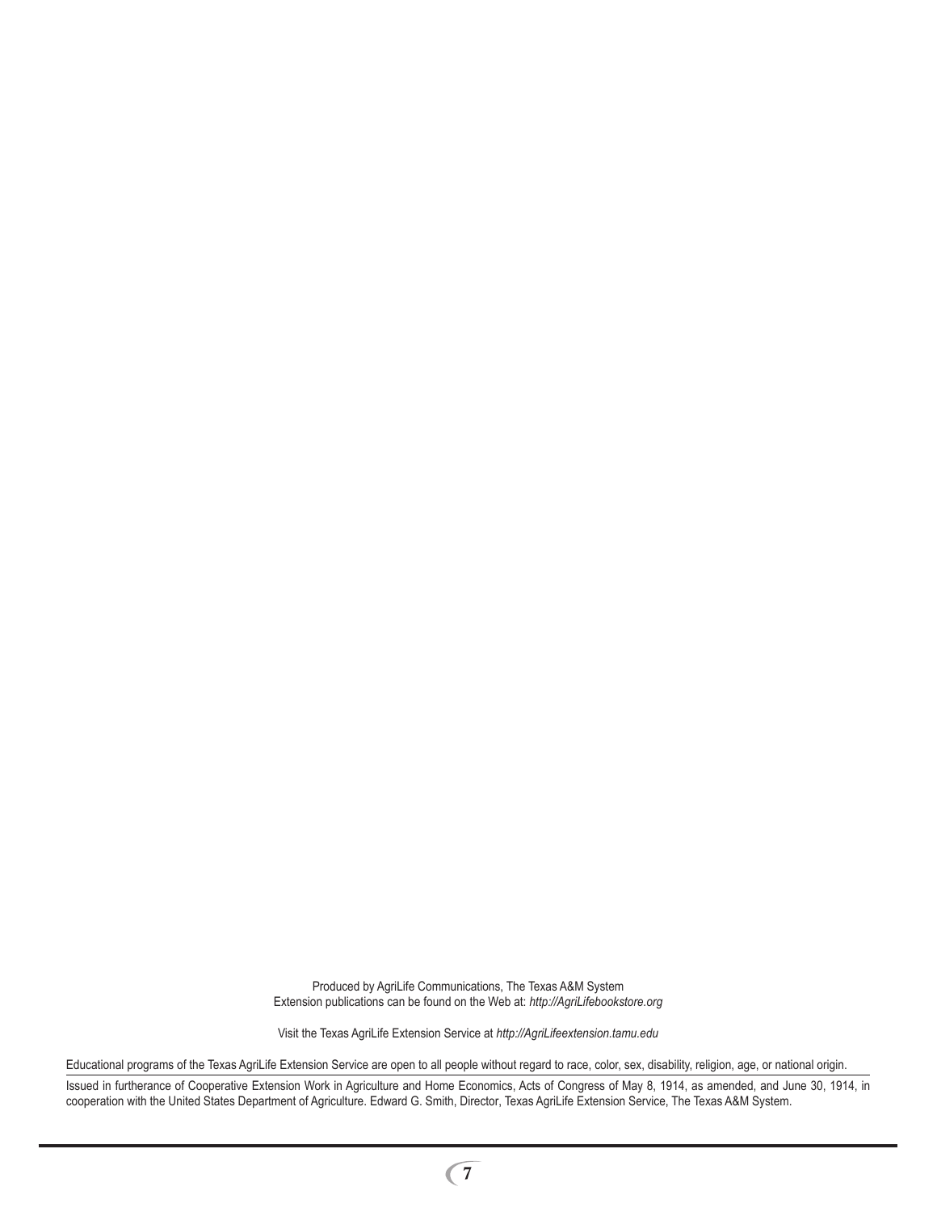Produced by AgriLife Communications, The Texas A&M System
Extension publications can be found on the Web at: *http://AgriLifebookstore.org*

Visit the Texas AgriLife Extension Service at *http://AgriLifeextension.tamu.edu*

Educational programs of the Texas AgriLife Extension Service are open to all people without regard to race, color, sex, disability, religion, age, or national origin.

Issued in furtherance of Cooperative Extension Work in Agriculture and Home Economics, Acts of Congress of May 8, 1914, as amended, and June 30, 1914, in cooperation with the United States Department of Agriculture. Edward G. Smith, Director, Texas AgriLife Extension Service, The Texas A&M System.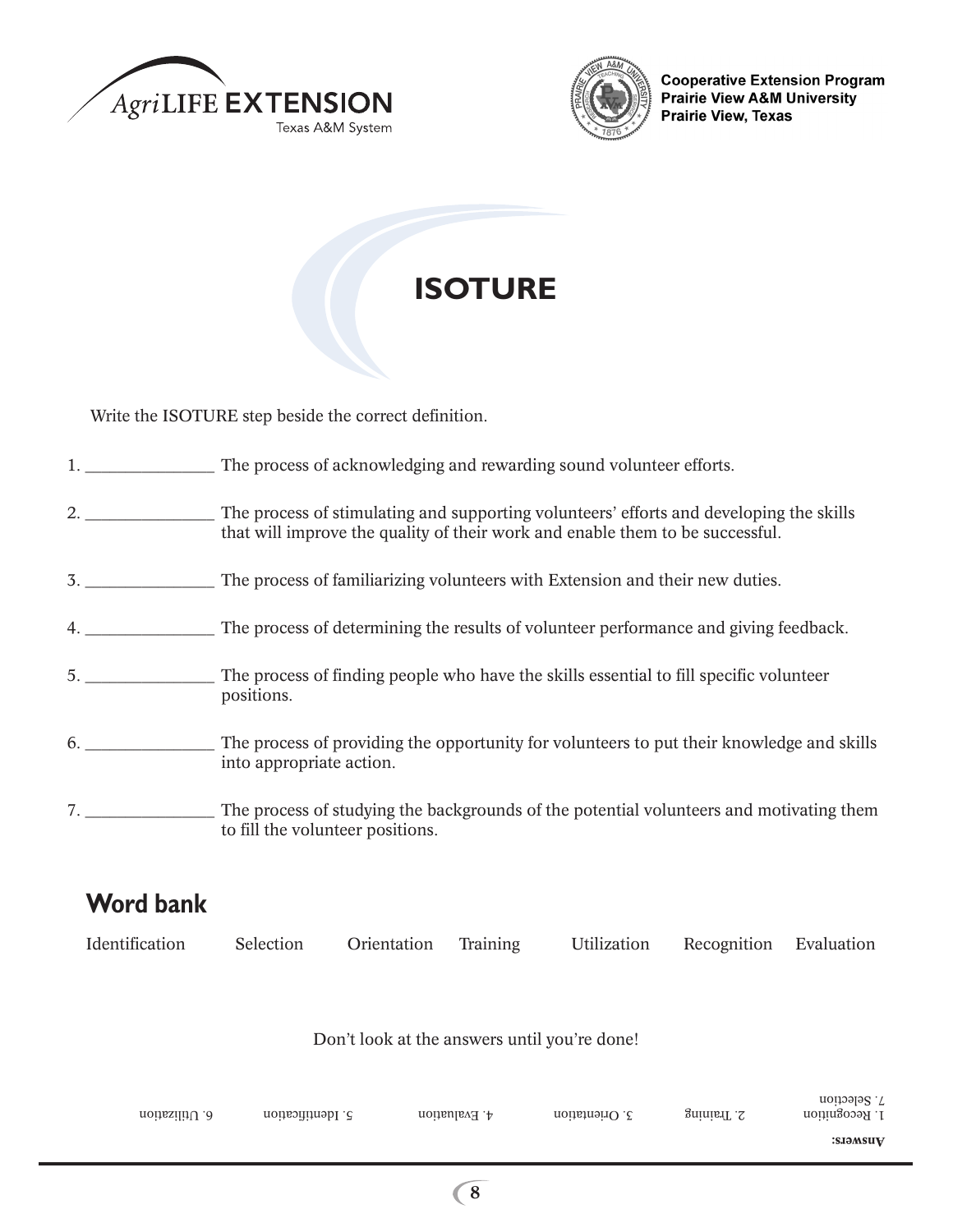AgriLIFE EXTENSION
Texas A&M System

Cooperative Extension Program
Prairie View A&M University
Prairie View, Texas

# ISOTURE

Write the ISOTURE step beside the correct definition.

1. _______________ The process of acknowledging and rewarding sound volunteer efforts.

2. _______________ The process of stimulating and supporting volunteers' efforts and developing the skills that will improve the quality of their work and enable them to be successful.

3. _______________ The process of familiarizing volunteers with Extension and their new duties.

4. _______________ The process of determining the results of volunteer performance and giving feedback.

5. _______________ The process of finding people who have the skills essential to fill specific volunteer positions.

6. _______________ The process of providing the opportunity for volunteers to put their knowledge and skills into appropriate action.

7. _______________ The process of studying the backgrounds of the potential volunteers and motivating them to fill the volunteer positions.

## Word bank

Identification    Selection    Orientation    Training    Utilization    Recognition    Evaluation

Don't look at the answers until you're done!

**Answers:**
1. Recognition 2. Training 3. Orientation 4. Evaluation 5. Identification 6. Utilization
7. Selection